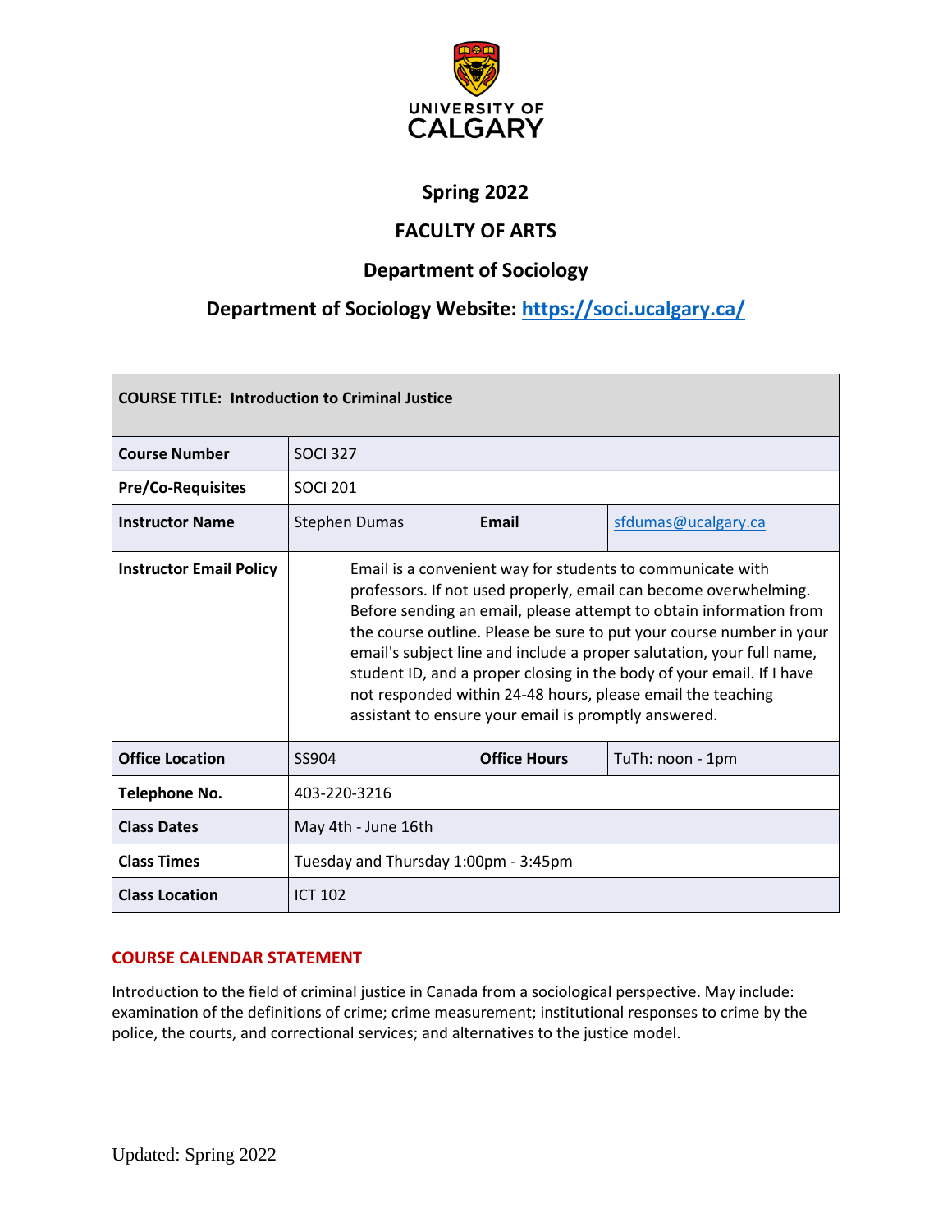UNIVERSITY OF CALGARY

# Spring 2022

## FACULTY OF ARTS

## Department of Sociology

## Department of Sociology Website: https://soci.ucalgary.ca/

| **COURSE TITLE: Introduction to Criminal Justice** | | | |
|---|---|---|---|
| **Course Number** | SOCI 327 | | |
| **Pre/Co-Requisites** | SOCI 201 | | |
| **Instructor Name** | Stephen Dumas | **Email** | sfdumas@ucalgary.ca |
| **Instructor Email Policy** | Email is a convenient way for students to communicate with professors. If not used properly, email can become overwhelming. Before sending an email, please attempt to obtain information from the course outline. Please be sure to put your course number in your email's subject line and include a proper salutation, your full name, student ID, and a proper closing in the body of your email. If I have not responded within 24-48 hours, please email the teaching assistant to ensure your email is promptly answered. | | |
| **Office Location** | SS904 | **Office Hours** | TuTh: noon - 1pm |
| **Telephone No.** | 403-220-3216 | | |
| **Class Dates** | May 4th - June 16th | | |
| **Class Times** | Tuesday and Thursday 1:00pm - 3:45pm | | |
| **Class Location** | ICT 102 | | |

### COURSE CALENDAR STATEMENT

Introduction to the field of criminal justice in Canada from a sociological perspective. May include: examination of the definitions of crime; crime measurement; institutional responses to crime by the police, the courts, and correctional services; and alternatives to the justice model.

Updated: Spring 2022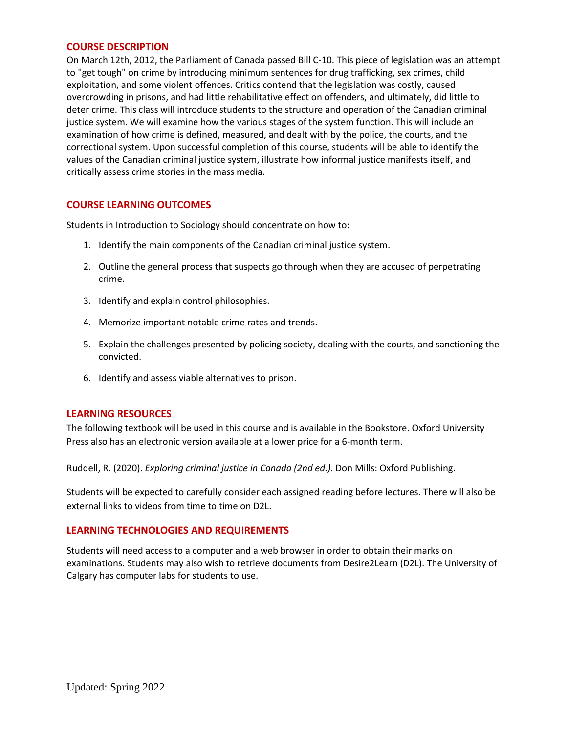## COURSE DESCRIPTION

On March 12th, 2012, the Parliament of Canada passed Bill C-10. This piece of legislation was an attempt to "get tough" on crime by introducing minimum sentences for drug trafficking, sex crimes, child exploitation, and some violent offences. Critics contend that the legislation was costly, caused overcrowding in prisons, and had little rehabilitative effect on offenders, and ultimately, did little to deter crime. This class will introduce students to the structure and operation of the Canadian criminal justice system. We will examine how the various stages of the system function. This will include an examination of how crime is defined, measured, and dealt with by the police, the courts, and the correctional system. Upon successful completion of this course, students will be able to identify the values of the Canadian criminal justice system, illustrate how informal justice manifests itself, and critically assess crime stories in the mass media.

## COURSE LEARNING OUTCOMES

Students in Introduction to Sociology should concentrate on how to:

1. Identify the main components of the Canadian criminal justice system.
2. Outline the general process that suspects go through when they are accused of perpetrating crime.
3. Identify and explain control philosophies.
4. Memorize important notable crime rates and trends.
5. Explain the challenges presented by policing society, dealing with the courts, and sanctioning the convicted.
6. Identify and assess viable alternatives to prison.

## LEARNING RESOURCES

The following textbook will be used in this course and is available in the Bookstore. Oxford University Press also has an electronic version available at a lower price for a 6-month term.

Ruddell, R. (2020). *Exploring criminal justice in Canada (2nd ed.).* Don Mills: Oxford Publishing.

Students will be expected to carefully consider each assigned reading before lectures. There will also be external links to videos from time to time on D2L.

## LEARNING TECHNOLOGIES AND REQUIREMENTS

Students will need access to a computer and a web browser in order to obtain their marks on examinations. Students may also wish to retrieve documents from Desire2Learn (D2L). The University of Calgary has computer labs for students to use.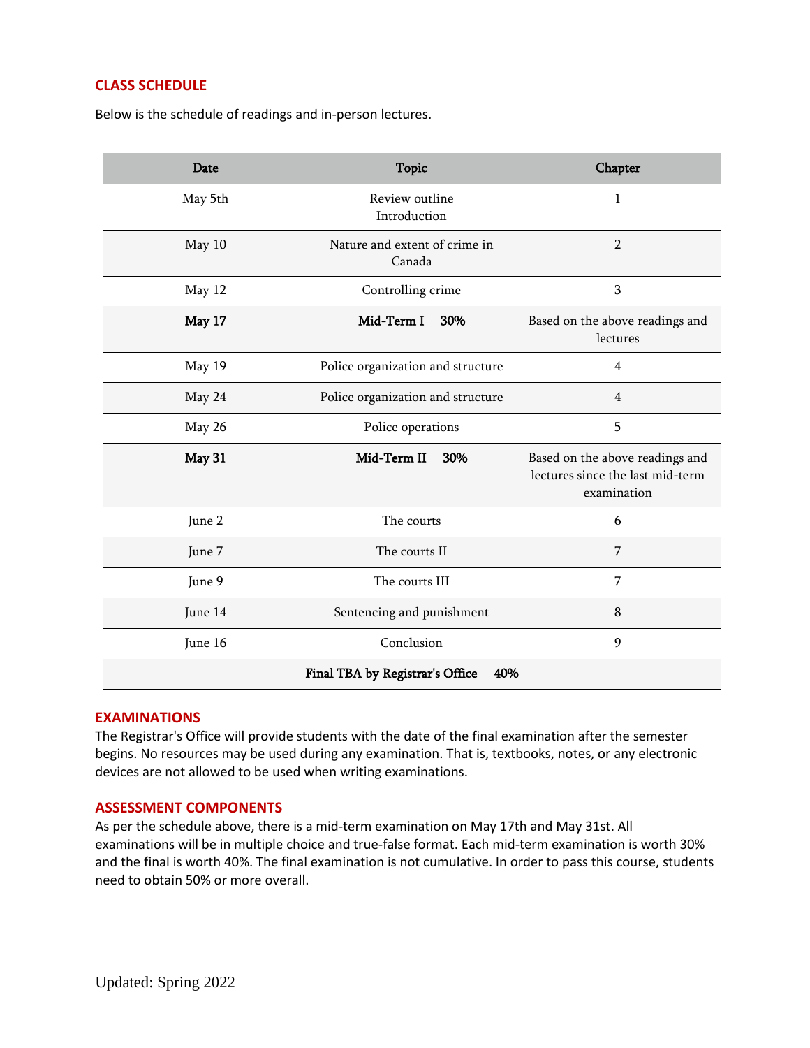## CLASS SCHEDULE

Below is the schedule of readings and in-person lectures.

| Date | Topic | Chapter |
|---|---|---|
| May 5th | Review outline<br>Introduction | 1 |
| May 10 | Nature and extent of crime in Canada | 2 |
| May 12 | Controlling crime | 3 |
| **May 17** | **Mid-Term I 30%** | Based on the above readings and lectures |
| May 19 | Police organization and structure | 4 |
| May 24 | Police organization and structure | 4 |
| May 26 | Police operations | 5 |
| **May 31** | **Mid-Term II 30%** | Based on the above readings and lectures since the last mid-term examination |
| June 2 | The courts | 6 |
| June 7 | The courts II | 7 |
| June 9 | The courts III | 7 |
| June 14 | Sentencing and punishment | 8 |
| June 16 | Conclusion | 9 |
| **Final TBA by Registrar's Office 40%** | | |

## EXAMINATIONS

The Registrar's Office will provide students with the date of the final examination after the semester begins. No resources may be used during any examination. That is, textbooks, notes, or any electronic devices are not allowed to be used when writing examinations.

## ASSESSMENT COMPONENTS

As per the schedule above, there is a mid-term examination on May 17th and May 31st. All examinations will be in multiple choice and true-false format. Each mid-term examination is worth 30% and the final is worth 40%. The final examination is not cumulative. In order to pass this course, students need to obtain 50% or more overall.

Updated: Spring 2022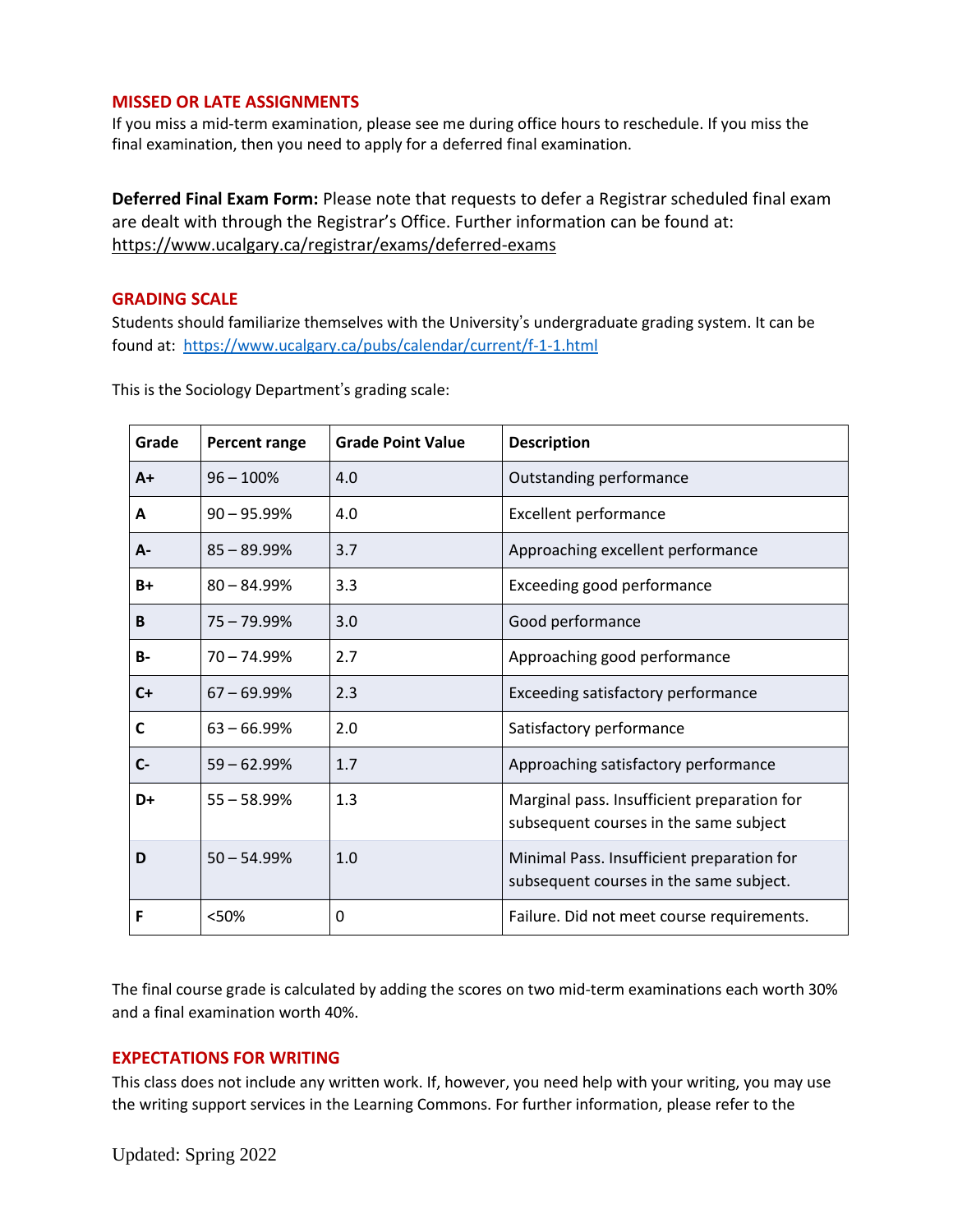## MISSED OR LATE ASSIGNMENTS

If you miss a mid-term examination, please see me during office hours to reschedule. If you miss the final examination, then you need to apply for a deferred final examination.

**Deferred Final Exam Form:** Please note that requests to defer a Registrar scheduled final exam are dealt with through the Registrar's Office. Further information can be found at: https://www.ucalgary.ca/registrar/exams/deferred-exams

## GRADING SCALE

Students should familiarize themselves with the University's undergraduate grading system. It can be found at: https://www.ucalgary.ca/pubs/calendar/current/f-1-1.html

This is the Sociology Department's grading scale:

| Grade | Percent range | Grade Point Value | Description |
|---|---|---|---|
| **A+** | 96 – 100% | 4.0 | Outstanding performance |
| **A** | 90 – 95.99% | 4.0 | Excellent performance |
| **A-** | 85 – 89.99% | 3.7 | Approaching excellent performance |
| **B+** | 80 – 84.99% | 3.3 | Exceeding good performance |
| **B** | 75 – 79.99% | 3.0 | Good performance |
| **B-** | 70 – 74.99% | 2.7 | Approaching good performance |
| **C+** | 67 – 69.99% | 2.3 | Exceeding satisfactory performance |
| **C** | 63 – 66.99% | 2.0 | Satisfactory performance |
| **C-** | 59 – 62.99% | 1.7 | Approaching satisfactory performance |
| **D+** | 55 – 58.99% | 1.3 | Marginal pass. Insufficient preparation for subsequent courses in the same subject |
| **D** | 50 – 54.99% | 1.0 | Minimal Pass. Insufficient preparation for subsequent courses in the same subject. |
| **F** | <50% | 0 | Failure. Did not meet course requirements. |

The final course grade is calculated by adding the scores on two mid-term examinations each worth 30% and a final examination worth 40%.

## EXPECTATIONS FOR WRITING

This class does not include any written work. If, however, you need help with your writing, you may use the writing support services in the Learning Commons. For further information, please refer to the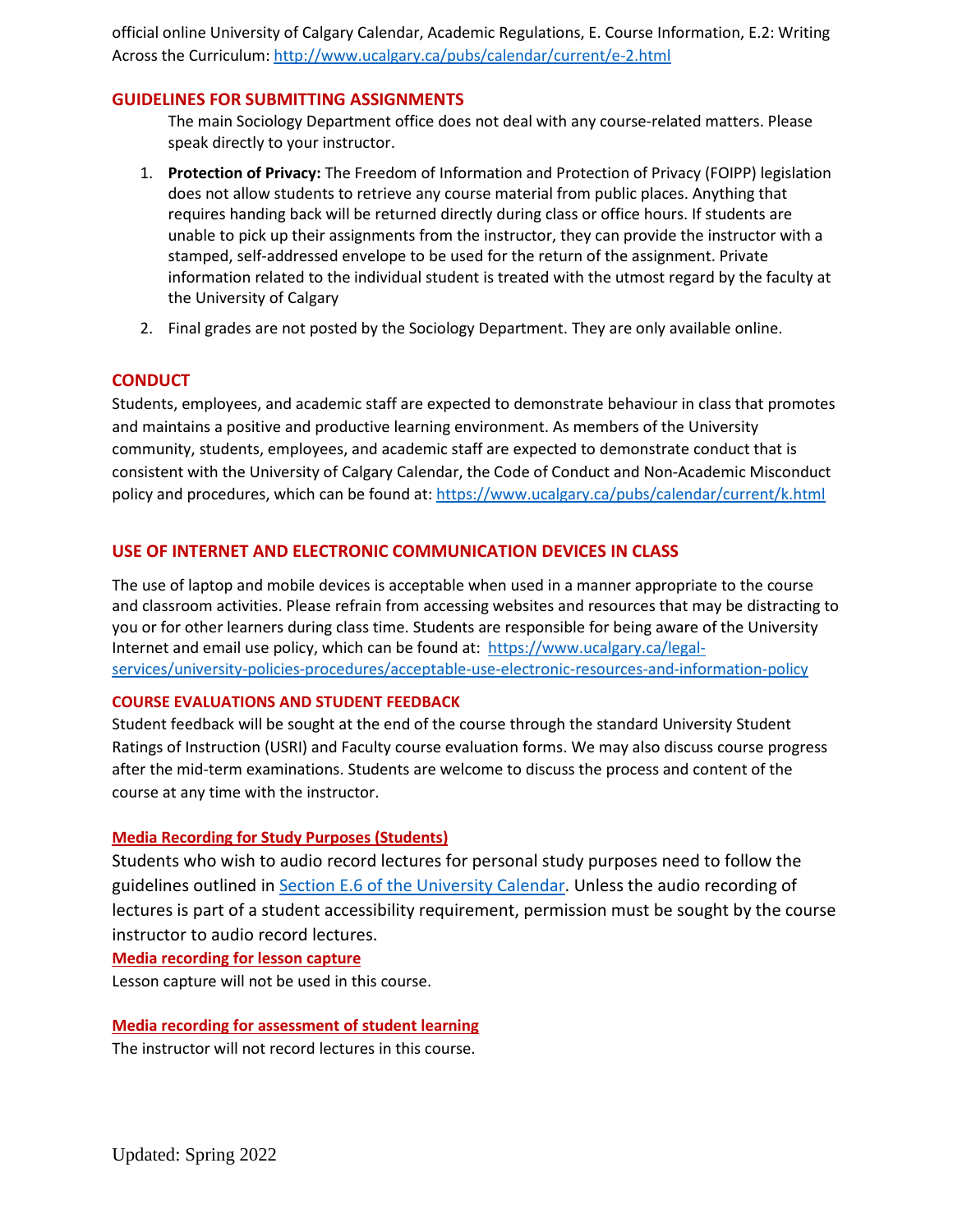official online University of Calgary Calendar, Academic Regulations, E. Course Information, E.2: Writing Across the Curriculum: http://www.ucalgary.ca/pubs/calendar/current/e-2.html

## GUIDELINES FOR SUBMITTING ASSIGNMENTS

The main Sociology Department office does not deal with any course-related matters. Please speak directly to your instructor.

1. **Protection of Privacy:** The Freedom of Information and Protection of Privacy (FOIPP) legislation does not allow students to retrieve any course material from public places. Anything that requires handing back will be returned directly during class or office hours. If students are unable to pick up their assignments from the instructor, they can provide the instructor with a stamped, self-addressed envelope to be used for the return of the assignment. Private information related to the individual student is treated with the utmost regard by the faculty at the University of Calgary
2. Final grades are not posted by the Sociology Department. They are only available online.

## CONDUCT

Students, employees, and academic staff are expected to demonstrate behaviour in class that promotes and maintains a positive and productive learning environment. As members of the University community, students, employees, and academic staff are expected to demonstrate conduct that is consistent with the University of Calgary Calendar, the Code of Conduct and Non-Academic Misconduct policy and procedures, which can be found at: https://www.ucalgary.ca/pubs/calendar/current/k.html

## USE OF INTERNET AND ELECTRONIC COMMUNICATION DEVICES IN CLASS

The use of laptop and mobile devices is acceptable when used in a manner appropriate to the course and classroom activities. Please refrain from accessing websites and resources that may be distracting to you or for other learners during class time. Students are responsible for being aware of the University Internet and email use policy, which can be found at: https://www.ucalgary.ca/legal-services/university-policies-procedures/acceptable-use-electronic-resources-and-information-policy

### COURSE EVALUATIONS AND STUDENT FEEDBACK

Student feedback will be sought at the end of the course through the standard University Student Ratings of Instruction (USRI) and Faculty course evaluation forms. We may also discuss course progress after the mid-term examinations. Students are welcome to discuss the process and content of the course at any time with the instructor.

### Media Recording for Study Purposes (Students)

Students who wish to audio record lectures for personal study purposes need to follow the guidelines outlined in Section E.6 of the University Calendar. Unless the audio recording of lectures is part of a student accessibility requirement, permission must be sought by the course instructor to audio record lectures.

### Media recording for lesson capture

Lesson capture will not be used in this course.

### Media recording for assessment of student learning

The instructor will not record lectures in this course.

Updated: Spring 2022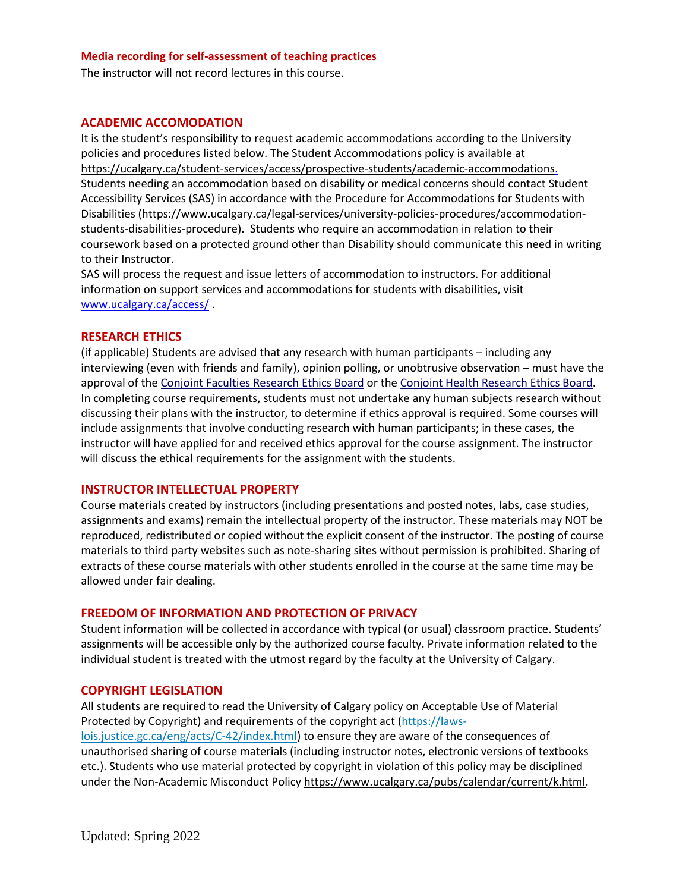**Media recording for self-assessment of teaching practices**

The instructor will not record lectures in this course.

## ACADEMIC ACCOMODATION

It is the student's responsibility to request academic accommodations according to the University policies and procedures listed below. The Student Accommodations policy is available at https://ucalgary.ca/student-services/access/prospective-students/academic-accommodations. Students needing an accommodation based on disability or medical concerns should contact Student Accessibility Services (SAS) in accordance with the Procedure for Accommodations for Students with Disabilities (https://www.ucalgary.ca/legal-services/university-policies-procedures/accommodation-students-disabilities-procedure). Students who require an accommodation in relation to their coursework based on a protected ground other than Disability should communicate this need in writing to their Instructor.

SAS will process the request and issue letters of accommodation to instructors. For additional information on support services and accommodations for students with disabilities, visit www.ucalgary.ca/access/ .

## RESEARCH ETHICS

(if applicable) Students are advised that any research with human participants – including any interviewing (even with friends and family), opinion polling, or unobtrusive observation – must have the approval of the Conjoint Faculties Research Ethics Board or the Conjoint Health Research Ethics Board. In completing course requirements, students must not undertake any human subjects research without discussing their plans with the instructor, to determine if ethics approval is required. Some courses will include assignments that involve conducting research with human participants; in these cases, the instructor will have applied for and received ethics approval for the course assignment. The instructor will discuss the ethical requirements for the assignment with the students.

## INSTRUCTOR INTELLECTUAL PROPERTY

Course materials created by instructors (including presentations and posted notes, labs, case studies, assignments and exams) remain the intellectual property of the instructor. These materials may NOT be reproduced, redistributed or copied without the explicit consent of the instructor. The posting of course materials to third party websites such as note-sharing sites without permission is prohibited. Sharing of extracts of these course materials with other students enrolled in the course at the same time may be allowed under fair dealing.

## FREEDOM OF INFORMATION AND PROTECTION OF PRIVACY

Student information will be collected in accordance with typical (or usual) classroom practice. Students' assignments will be accessible only by the authorized course faculty. Private information related to the individual student is treated with the utmost regard by the faculty at the University of Calgary.

## COPYRIGHT LEGISLATION

All students are required to read the University of Calgary policy on Acceptable Use of Material Protected by Copyright) and requirements of the copyright act (https://laws-lois.justice.gc.ca/eng/acts/C-42/index.html) to ensure they are aware of the consequences of unauthorised sharing of course materials (including instructor notes, electronic versions of textbooks etc.). Students who use material protected by copyright in violation of this policy may be disciplined under the Non-Academic Misconduct Policy https://www.ucalgary.ca/pubs/calendar/current/k.html.

Updated: Spring 2022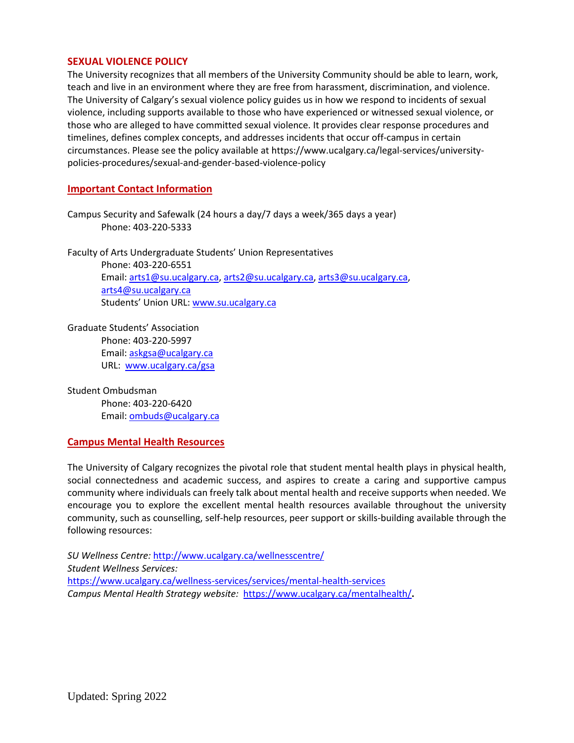## SEXUAL VIOLENCE POLICY

The University recognizes that all members of the University Community should be able to learn, work, teach and live in an environment where they are free from harassment, discrimination, and violence. The University of Calgary's sexual violence policy guides us in how we respond to incidents of sexual violence, including supports available to those who have experienced or witnessed sexual violence, or those who are alleged to have committed sexual violence. It provides clear response procedures and timelines, defines complex concepts, and addresses incidents that occur off-campus in certain circumstances. Please see the policy available at https://www.ucalgary.ca/legal-services/university-policies-procedures/sexual-and-gender-based-violence-policy

## Important Contact Information

Campus Security and Safewalk (24 hours a day/7 days a week/365 days a year)
Phone: 403-220-5333

Faculty of Arts Undergraduate Students' Union Representatives
Phone: 403-220-6551
Email: arts1@su.ucalgary.ca, arts2@su.ucalgary.ca, arts3@su.ucalgary.ca, arts4@su.ucalgary.ca
Students' Union URL: www.su.ucalgary.ca

Graduate Students' Association
Phone: 403-220-5997
Email: askgsa@ucalgary.ca
URL: www.ucalgary.ca/gsa

Student Ombudsman
Phone: 403-220-6420
Email: ombuds@ucalgary.ca

## Campus Mental Health Resources

The University of Calgary recognizes the pivotal role that student mental health plays in physical health, social connectedness and academic success, and aspires to create a caring and supportive campus community where individuals can freely talk about mental health and receive supports when needed. We encourage you to explore the excellent mental health resources available throughout the university community, such as counselling, self-help resources, peer support or skills-building available through the following resources:

*SU Wellness Centre:* http://www.ucalgary.ca/wellnesscentre/
*Student Wellness Services:* https://www.ucalgary.ca/wellness-services/services/mental-health-services
*Campus Mental Health Strategy website:* https://www.ucalgary.ca/mentalhealth/.

Updated: Spring 2022